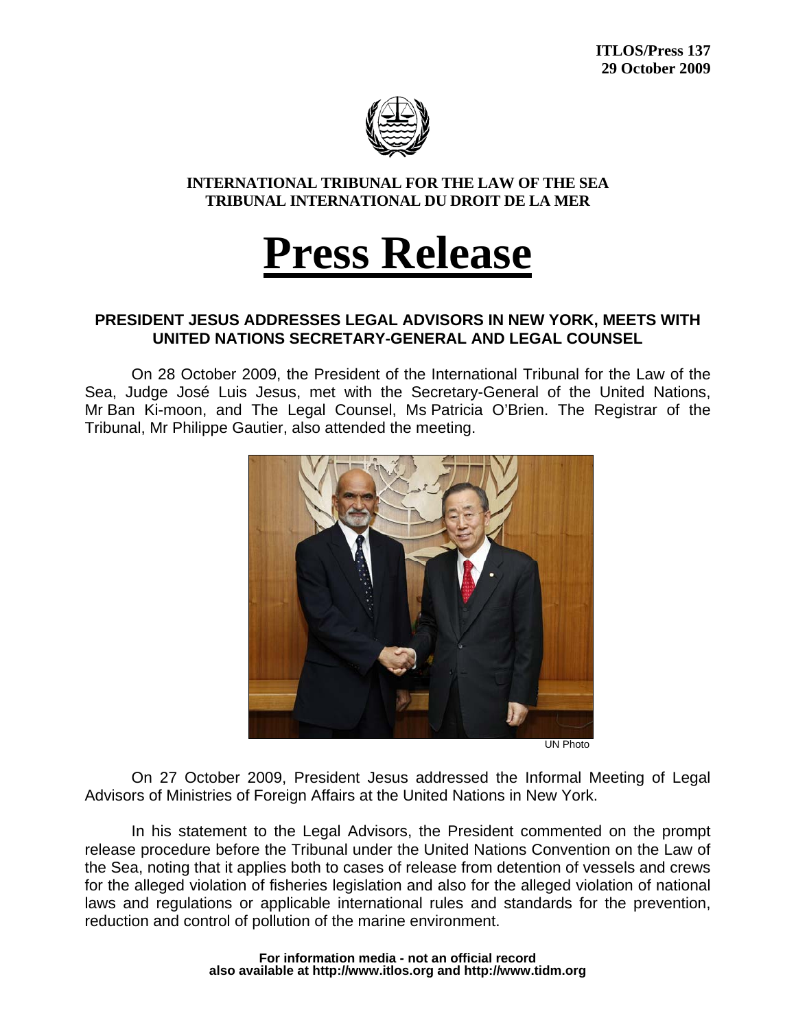**ITLOS/Press 137**
**29 October 2009**

**INTERNATIONAL TRIBUNAL FOR THE LAW OF THE SEA**
**TRIBUNAL INTERNATIONAL DU DROIT DE LA MER**

# Press Release

## PRESIDENT JESUS ADDRESSES LEGAL ADVISORS IN NEW YORK, MEETS WITH UNITED NATIONS SECRETARY-GENERAL AND LEGAL COUNSEL

On 28 October 2009, the President of the International Tribunal for the Law of the Sea, Judge José Luis Jesus, met with the Secretary-General of the United Nations, Mr Ban Ki-moon, and The Legal Counsel, Ms Patricia O'Brien. The Registrar of the Tribunal, Mr Philippe Gautier, also attended the meeting.

UN Photo

On 27 October 2009, President Jesus addressed the Informal Meeting of Legal Advisors of Ministries of Foreign Affairs at the United Nations in New York.

In his statement to the Legal Advisors, the President commented on the prompt release procedure before the Tribunal under the United Nations Convention on the Law of the Sea, noting that it applies both to cases of release from detention of vessels and crews for the alleged violation of fisheries legislation and also for the alleged violation of national laws and regulations or applicable international rules and standards for the prevention, reduction and control of pollution of the marine environment.

**For information media - not an official record**
**also available at http://www.itlos.org and http://www.tidm.org**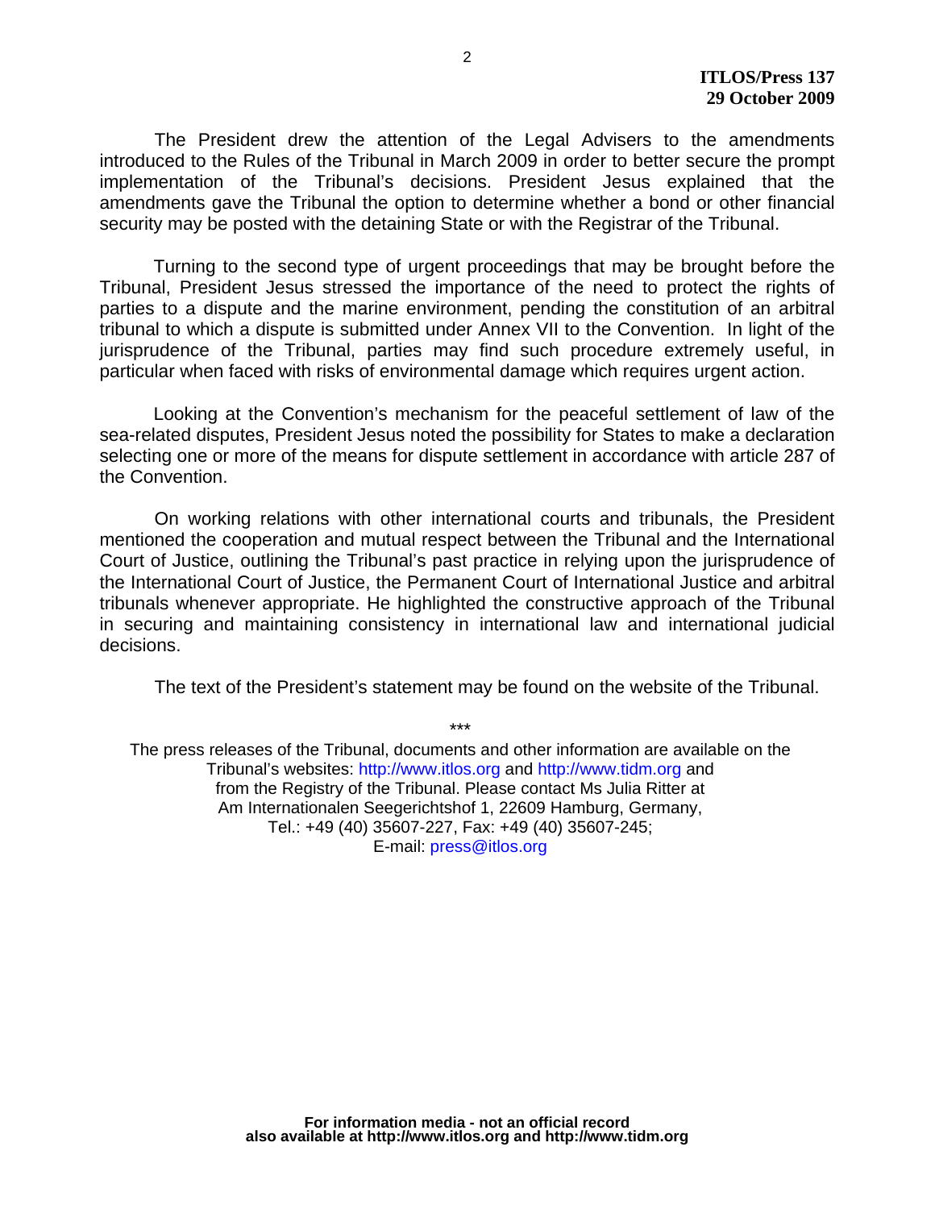The President drew the attention of the Legal Advisers to the amendments introduced to the Rules of the Tribunal in March 2009 in order to better secure the prompt implementation of the Tribunal's decisions. President Jesus explained that the amendments gave the Tribunal the option to determine whether a bond or other financial security may be posted with the detaining State or with the Registrar of the Tribunal.

Turning to the second type of urgent proceedings that may be brought before the Tribunal, President Jesus stressed the importance of the need to protect the rights of parties to a dispute and the marine environment, pending the constitution of an arbitral tribunal to which a dispute is submitted under Annex VII to the Convention. In light of the jurisprudence of the Tribunal, parties may find such procedure extremely useful, in particular when faced with risks of environmental damage which requires urgent action.

Looking at the Convention's mechanism for the peaceful settlement of law of the sea-related disputes, President Jesus noted the possibility for States to make a declaration selecting one or more of the means for dispute settlement in accordance with article 287 of the Convention.

On working relations with other international courts and tribunals, the President mentioned the cooperation and mutual respect between the Tribunal and the International Court of Justice, outlining the Tribunal's past practice in relying upon the jurisprudence of the International Court of Justice, the Permanent Court of International Justice and arbitral tribunals whenever appropriate. He highlighted the constructive approach of the Tribunal in securing and maintaining consistency in international law and international judicial decisions.

The text of the President's statement may be found on the website of the Tribunal.

\*\*\*

The press releases of the Tribunal, documents and other information are available on the Tribunal's websites: http://www.itlos.org and http://www.tidm.org and from the Registry of the Tribunal. Please contact Ms Julia Ritter at Am Internationalen Seegerichtshof 1, 22609 Hamburg, Germany, Tel.: +49 (40) 35607-227, Fax: +49 (40) 35607-245; E-mail: press@itlos.org

**For information media - not an official record**
**also available at http://www.itlos.org and http://www.tidm.org**